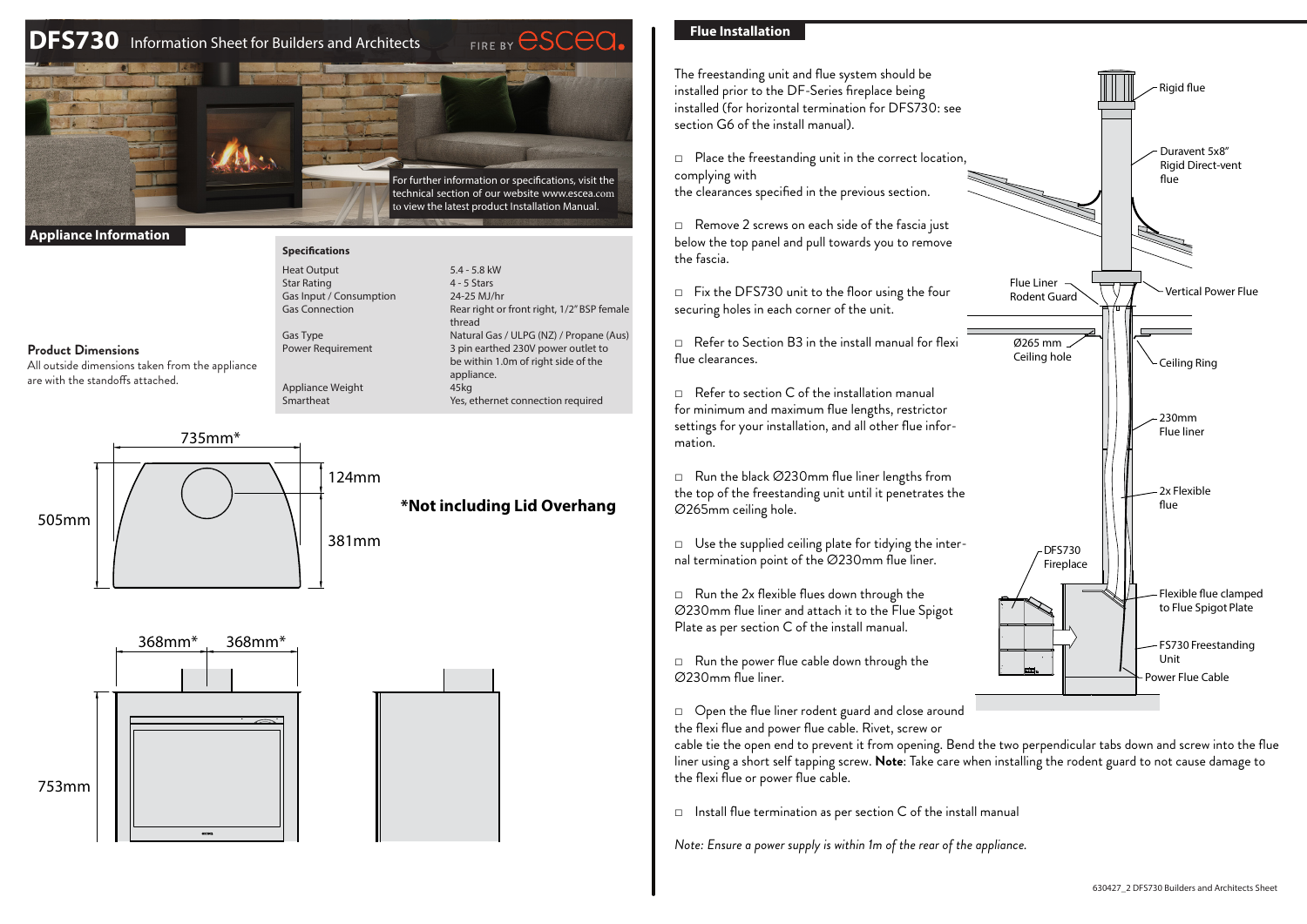# DFS730 Information Sheet for Builders and Architects

FIRE BY escea.

For further information or specifications, visit the technical section of our website www.escea.com to view the latest product Installation Manual.

## Appliance Information

### Product Dimensions

All outside dimensions taken from the appliance are with the standoffs attached.

### Specifications

| | |
|---|---|
| Heat Output | 5.4 - 5.8 kW |
| Star Rating | 4 - 5 Stars |
| Gas Input / Consumption | 24-25 MJ/hr |
| Gas Connection | Rear right or front right, 1/2" BSP female thread |
| Gas Type | Natural Gas / ULPG (NZ) / Propane (Aus) |
| Power Requirement | 3 pin earthed 230V power outlet to be within 1.0m of right side of the appliance. |
| Appliance Weight | 45kg |
| Smartheat | Yes, ethernet connection required |

735mm*

505mm

124mm

381mm

**\*Not including Lid Overhang**

368mm* 368mm*

753mm

## Flue Installation

The freestanding unit and flue system should be installed prior to the DF-Series fireplace being installed (for horizontal termination for DFS730: see section G6 of the install manual).

- ☐ Place the freestanding unit in the correct location, complying with the clearances specified in the previous section.
- ☐ Remove 2 screws on each side of the fascia just below the top panel and pull towards you to remove the fascia.
- ☐ Fix the DFS730 unit to the floor using the four securing holes in each corner of the unit.
- ☐ Refer to Section B3 in the install manual for flexi flue clearances.
- ☐ Refer to section C of the installation manual for minimum and maximum flue lengths, restrictor settings for your installation, and all other flue information.
- ☐ Run the black Ø230mm flue liner lengths from the top of the freestanding unit until it penetrates the Ø265mm ceiling hole.
- ☐ Use the supplied ceiling plate for tidying the internal termination point of the Ø230mm flue liner.
- ☐ Run the 2x flexible flues down through the Ø230mm flue liner and attach it to the Flue Spigot Plate as per section C of the install manual.
- ☐ Run the power flue cable down through the Ø230mm flue liner.
- ☐ Open the flue liner rodent guard and close around the flexi flue and power flue cable. Rivet, screw or cable tie the open end to prevent it from opening. Bend the two perpendicular tabs down and screw into the flue liner using a short self tapping screw. **Note**: Take care when installing the rodent guard to not cause damage to the flexi flue or power flue cable.
- ☐ Install flue termination as per section C of the install manual

Rigid flue

Duravent 5x8" Rigid Direct-vent flue

Flue Liner Rodent Guard

Vertical Power Flue

Ø265 mm Ceiling hole

Ceiling Ring

230mm Flue liner

2x Flexible flue

DFS730 Fireplace

Flexible flue clamped to Flue Spigot Plate

FS730 Freestanding Unit

Power Flue Cable

*Note: Ensure a power supply is within 1m of the rear of the appliance.*

630427_2 DFS730 Builders and Architects Sheet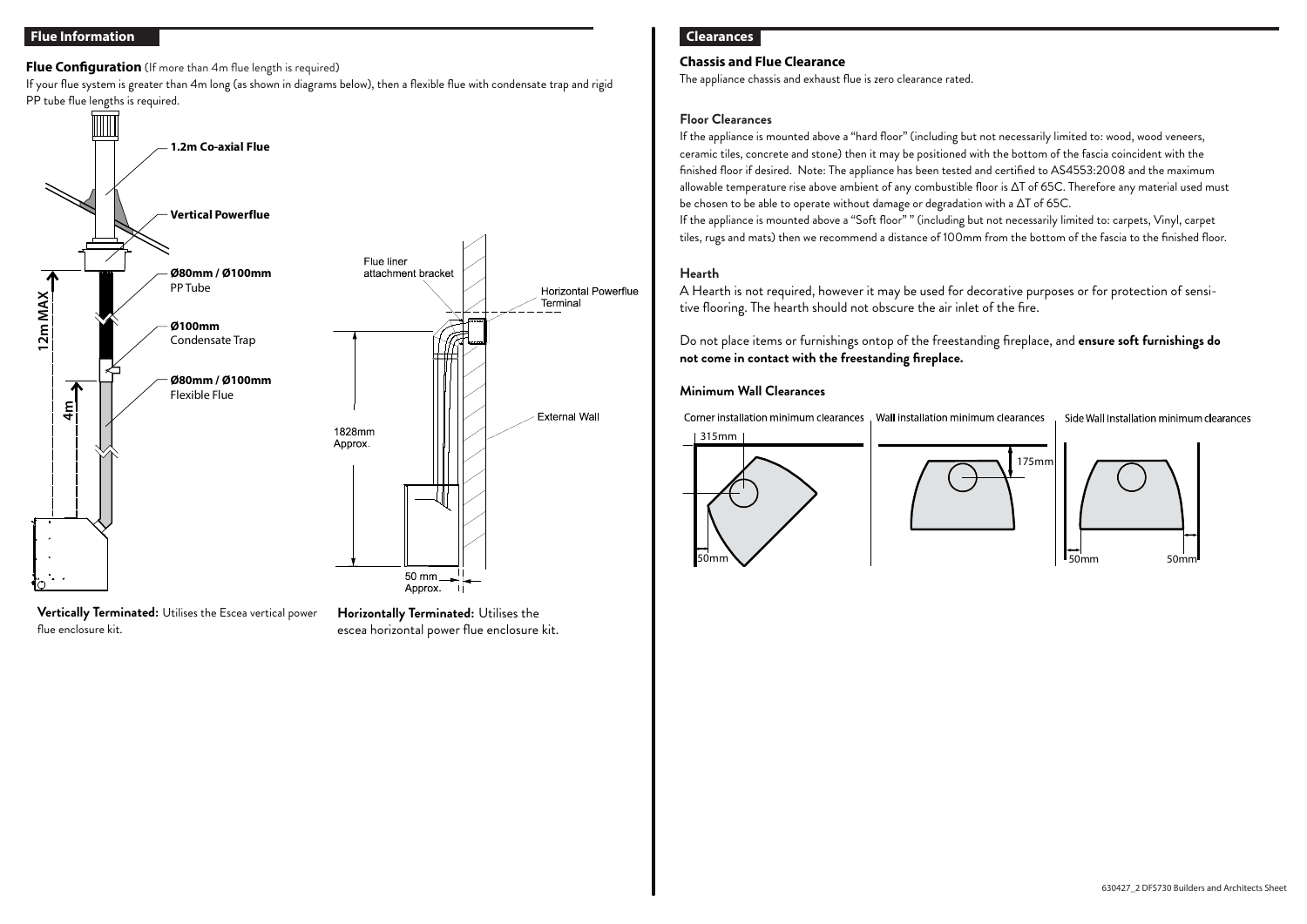## Flue Information

**Flue Configuration** (If more than 4m flue length is required)

If your flue system is greater than 4m long (as shown in diagrams below), then a flexible flue with condensate trap and rigid PP tube flue lengths is required.

1.2m Co-axial Flue

Vertical Powerflue

Ø80mm / Ø100mm
PP Tube

Ø100mm
Condensate Trap

Ø80mm / Ø100mm
Flexible Flue

12m MAX

4m

Flue liner attachment bracket

Horizontal Powerflue Terminal

External Wall

1828mm Approx.

50 mm Approx.

**Vertically Terminated:** Utilises the Escea vertical power flue enclosure kit.

**Horizontally Terminated:** Utilises the escea horizontal power flue enclosure kit.

## Clearances

### Chassis and Flue Clearance

The appliance chassis and exhaust flue is zero clearance rated.

#### Floor Clearances

If the appliance is mounted above a "hard floor" (including but not necessarily limited to: wood, wood veneers, ceramic tiles, concrete and stone) then it may be positioned with the bottom of the fascia coincident with the finished floor if desired. Note: The appliance has been tested and certified to AS4553:2008 and the maximum allowable temperature rise above ambient of any combustible floor is $\Delta T$ of 65C. Therefore any material used must be chosen to be able to operate without damage or degradation with a $\Delta T$ of 65C.

If the appliance is mounted above a "Soft floor" " (including but not necessarily limited to: carpets, Vinyl, carpet tiles, rugs and mats) then we recommend a distance of 100mm from the bottom of the fascia to the finished floor.

#### Hearth

A Hearth is not required, however it may be used for decorative purposes or for protection of sensitive flooring. The hearth should not obscure the air inlet of the fire.

Do not place items or furnishings ontop of the freestanding fireplace, and **ensure soft furnishings do not come in contact with the freestanding fireplace.**

#### Minimum Wall Clearances

Corner installation minimum clearances

315mm

50mm

Wall installation minimum clearances

175mm

Side Wall Installation minimum clearances

50mm

50mm